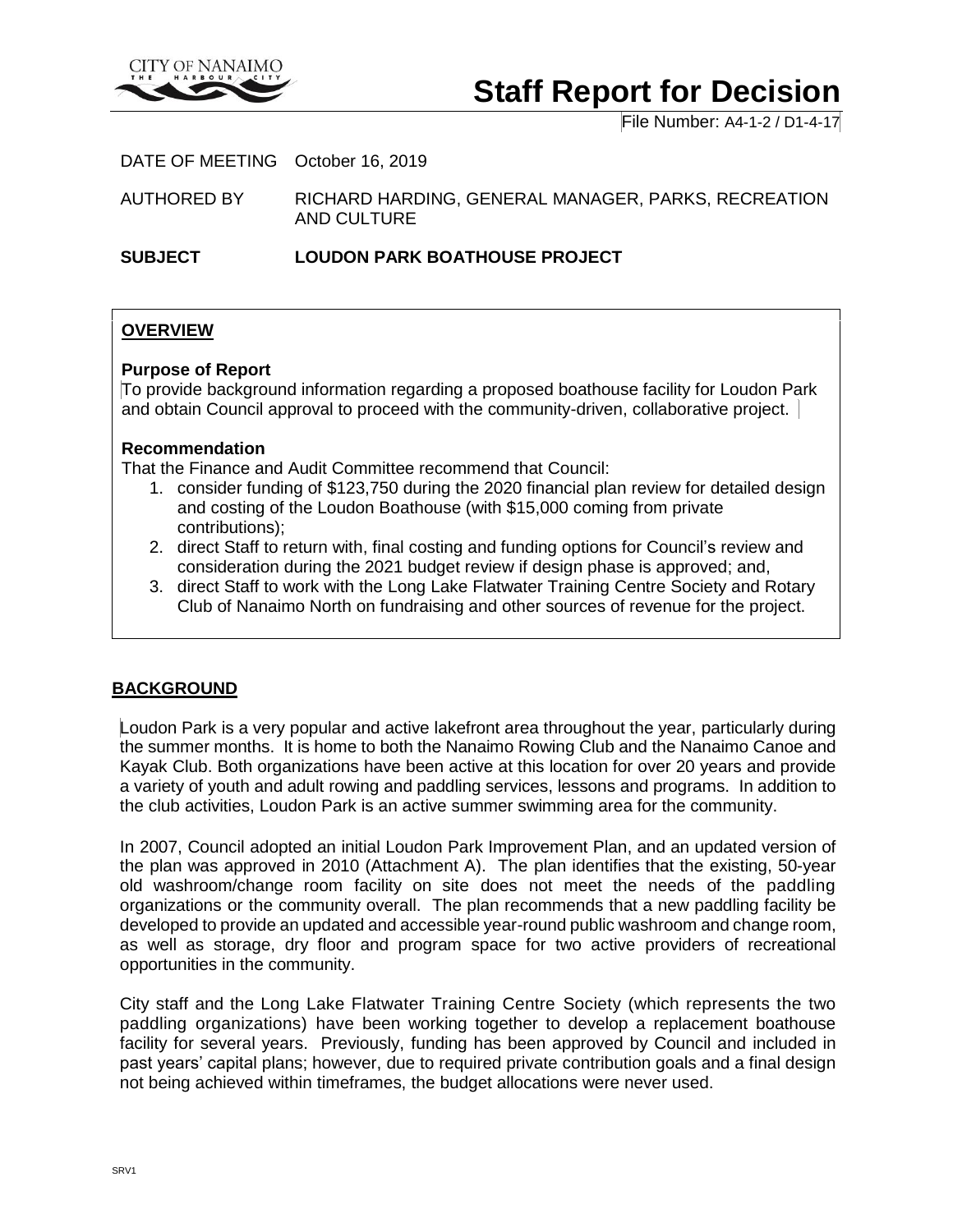# Staff Report for Decision

File Number: A4-1-2 / D1-4-17

DATE OF MEETING October 16, 2019

AUTHORED BY RICHARD HARDING, GENERAL MANAGER, PARKS, RECREATION AND CULTURE

**SUBJECT LOUDON PARK BOATHOUSE PROJECT**

## OVERVIEW

**Purpose of Report**

To provide background information regarding a proposed boathouse facility for Loudon Park and obtain Council approval to proceed with the community-driven, collaborative project.

**Recommendation**

That the Finance and Audit Committee recommend that Council:

1. consider funding of $123,750 during the 2020 financial plan review for detailed design and costing of the Loudon Boathouse (with $15,000 coming from private contributions);
2. direct Staff to return with, final costing and funding options for Council's review and consideration during the 2021 budget review if design phase is approved; and,
3. direct Staff to work with the Long Lake Flatwater Training Centre Society and Rotary Club of Nanaimo North on fundraising and other sources of revenue for the project.

## BACKGROUND

Loudon Park is a very popular and active lakefront area throughout the year, particularly during the summer months. It is home to both the Nanaimo Rowing Club and the Nanaimo Canoe and Kayak Club. Both organizations have been active at this location for over 20 years and provide a variety of youth and adult rowing and paddling services, lessons and programs. In addition to the club activities, Loudon Park is an active summer swimming area for the community.

In 2007, Council adopted an initial Loudon Park Improvement Plan, and an updated version of the plan was approved in 2010 (Attachment A). The plan identifies that the existing, 50-year old washroom/change room facility on site does not meet the needs of the paddling organizations or the community overall. The plan recommends that a new paddling facility be developed to provide an updated and accessible year-round public washroom and change room, as well as storage, dry floor and program space for two active providers of recreational opportunities in the community.

City staff and the Long Lake Flatwater Training Centre Society (which represents the two paddling organizations) have been working together to develop a replacement boathouse facility for several years. Previously, funding has been approved by Council and included in past years' capital plans; however, due to required private contribution goals and a final design not being achieved within timeframes, the budget allocations were never used.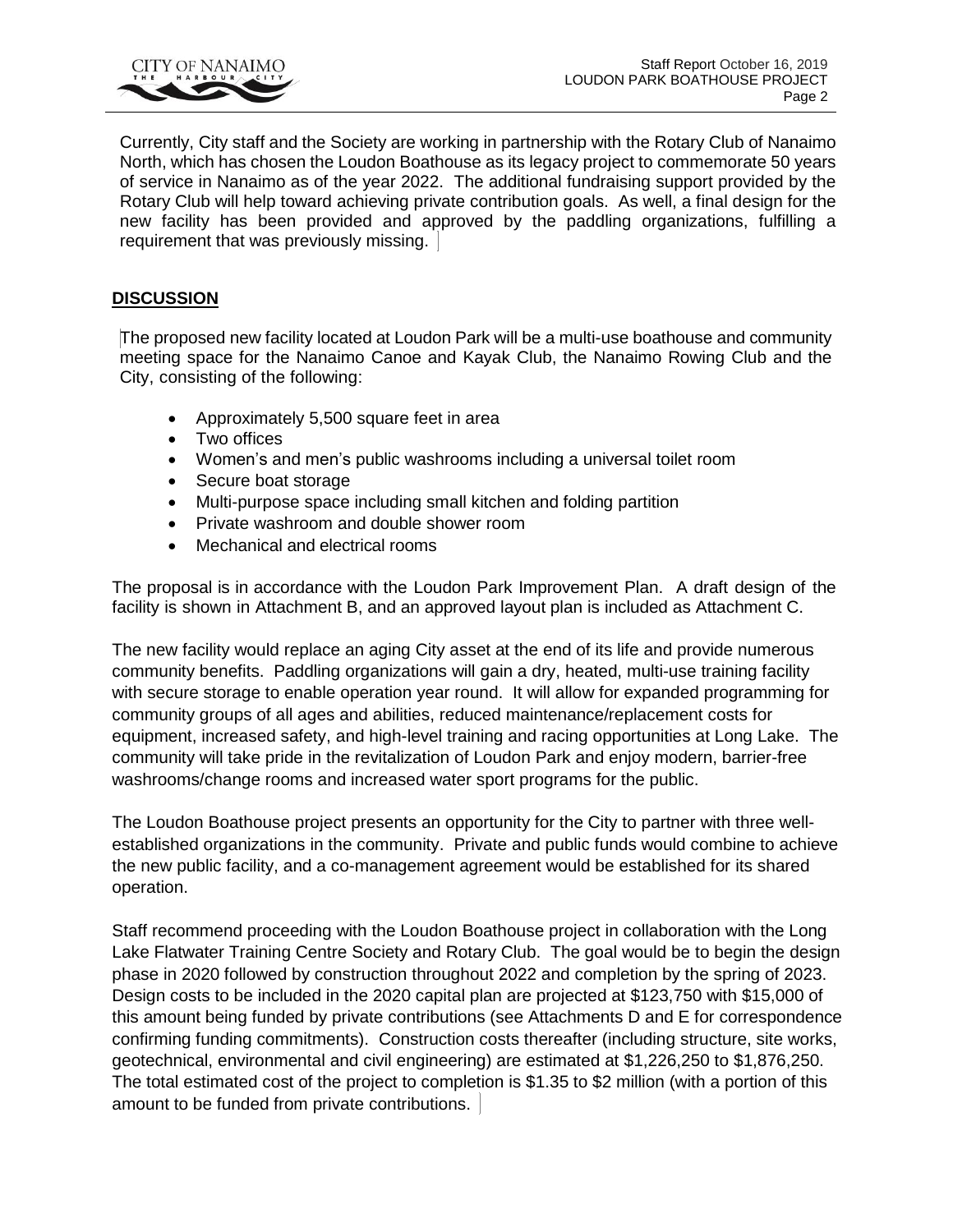Currently, City staff and the Society are working in partnership with the Rotary Club of Nanaimo North, which has chosen the Loudon Boathouse as its legacy project to commemorate 50 years of service in Nanaimo as of the year 2022. The additional fundraising support provided by the Rotary Club will help toward achieving private contribution goals. As well, a final design for the new facility has been provided and approved by the paddling organizations, fulfilling a requirement that was previously missing.

## DISCUSSION

The proposed new facility located at Loudon Park will be a multi-use boathouse and community meeting space for the Nanaimo Canoe and Kayak Club, the Nanaimo Rowing Club and the City, consisting of the following:

- Approximately 5,500 square feet in area
- Two offices
- Women's and men's public washrooms including a universal toilet room
- Secure boat storage
- Multi-purpose space including small kitchen and folding partition
- Private washroom and double shower room
- Mechanical and electrical rooms

The proposal is in accordance with the Loudon Park Improvement Plan. A draft design of the facility is shown in Attachment B, and an approved layout plan is included as Attachment C.

The new facility would replace an aging City asset at the end of its life and provide numerous community benefits. Paddling organizations will gain a dry, heated, multi-use training facility with secure storage to enable operation year round. It will allow for expanded programming for community groups of all ages and abilities, reduced maintenance/replacement costs for equipment, increased safety, and high-level training and racing opportunities at Long Lake. The community will take pride in the revitalization of Loudon Park and enjoy modern, barrier-free washrooms/change rooms and increased water sport programs for the public.

The Loudon Boathouse project presents an opportunity for the City to partner with three well-established organizations in the community. Private and public funds would combine to achieve the new public facility, and a co-management agreement would be established for its shared operation.

Staff recommend proceeding with the Loudon Boathouse project in collaboration with the Long Lake Flatwater Training Centre Society and Rotary Club. The goal would be to begin the design phase in 2020 followed by construction throughout 2022 and completion by the spring of 2023. Design costs to be included in the 2020 capital plan are projected at $123,750 with $15,000 of this amount being funded by private contributions (see Attachments D and E for correspondence confirming funding commitments). Construction costs thereafter (including structure, site works, geotechnical, environmental and civil engineering) are estimated at $1,226,250 to $1,876,250. The total estimated cost of the project to completion is $1.35 to $2 million (with a portion of this amount to be funded from private contributions.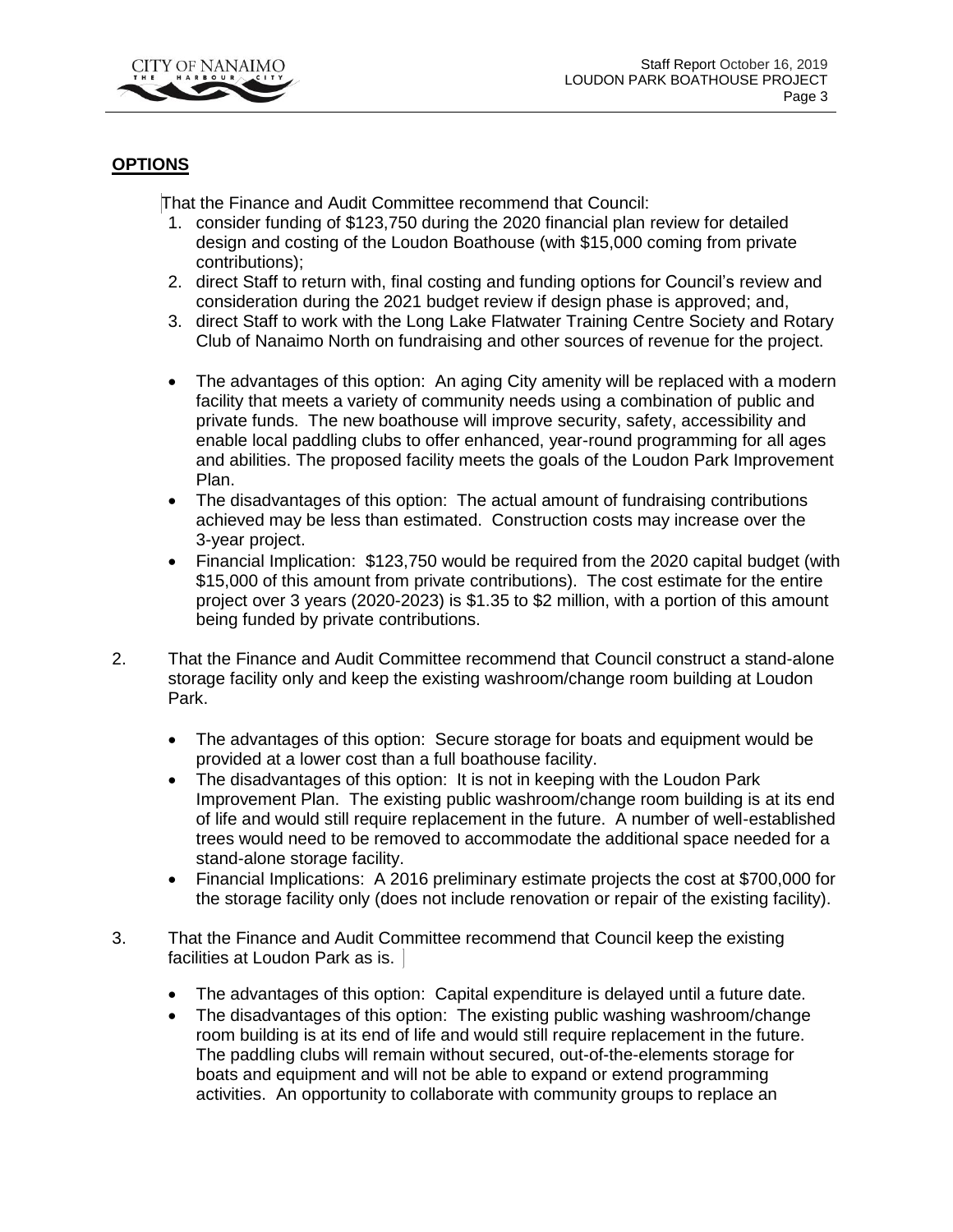## OPTIONS

That the Finance and Audit Committee recommend that Council:

1. consider funding of $123,750 during the 2020 financial plan review for detailed design and costing of the Loudon Boathouse (with $15,000 coming from private contributions);
2. direct Staff to return with, final costing and funding options for Council's review and consideration during the 2021 budget review if design phase is approved; and,
3. direct Staff to work with the Long Lake Flatwater Training Centre Society and Rotary Club of Nanaimo North on fundraising and other sources of revenue for the project.

- The advantages of this option: An aging City amenity will be replaced with a modern facility that meets a variety of community needs using a combination of public and private funds. The new boathouse will improve security, safety, accessibility and enable local paddling clubs to offer enhanced, year-round programming for all ages and abilities. The proposed facility meets the goals of the Loudon Park Improvement Plan.
- The disadvantages of this option: The actual amount of fundraising contributions achieved may be less than estimated. Construction costs may increase over the 3-year project.
- Financial Implication: $123,750 would be required from the 2020 capital budget (with $15,000 of this amount from private contributions). The cost estimate for the entire project over 3 years (2020-2023) is $1.35 to $2 million, with a portion of this amount being funded by private contributions.

2. That the Finance and Audit Committee recommend that Council construct a stand-alone storage facility only and keep the existing washroom/change room building at Loudon Park.

   - The advantages of this option: Secure storage for boats and equipment would be provided at a lower cost than a full boathouse facility.
   - The disadvantages of this option: It is not in keeping with the Loudon Park Improvement Plan. The existing public washroom/change room building is at its end of life and would still require replacement in the future. A number of well-established trees would need to be removed to accommodate the additional space needed for a stand-alone storage facility.
   - Financial Implications: A 2016 preliminary estimate projects the cost at $700,000 for the storage facility only (does not include renovation or repair of the existing facility).

3. That the Finance and Audit Committee recommend that Council keep the existing facilities at Loudon Park as is.

   - The advantages of this option: Capital expenditure is delayed until a future date.
   - The disadvantages of this option: The existing public washing washroom/change room building is at its end of life and would still require replacement in the future. The paddling clubs will remain without secured, out-of-the-elements storage for boats and equipment and will not be able to expand or extend programming activities. An opportunity to collaborate with community groups to replace an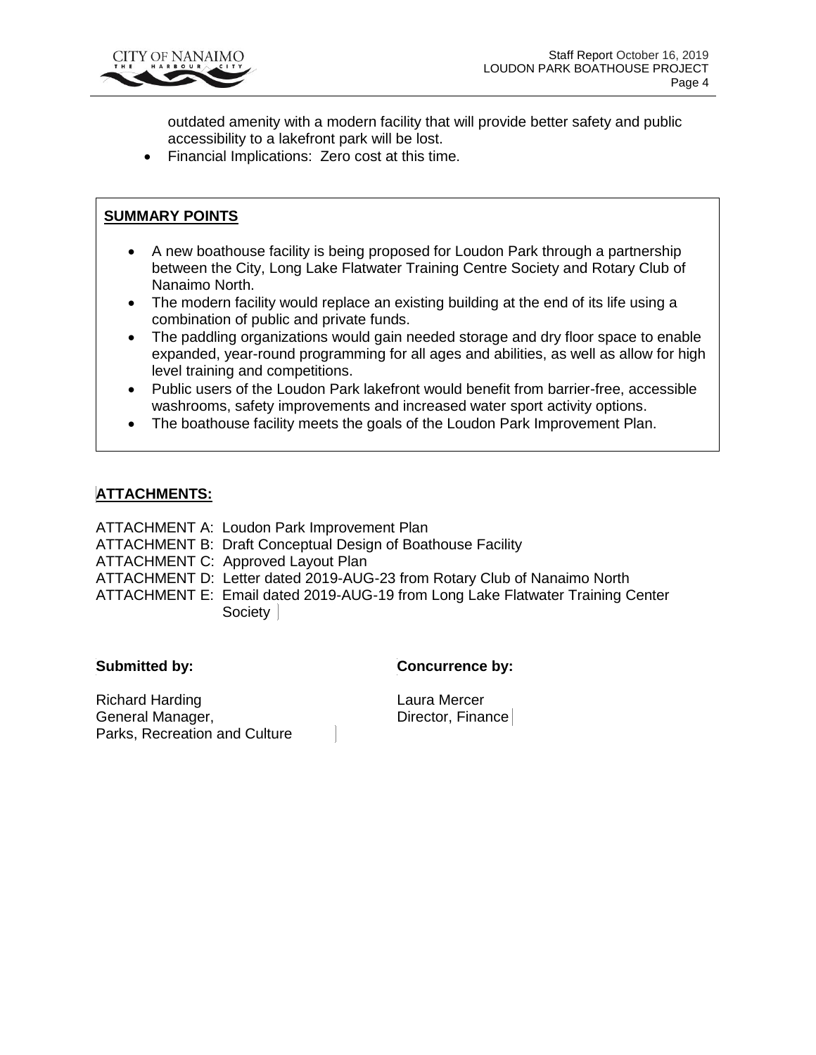outdated amenity with a modern facility that will provide better safety and public accessibility to a lakefront park will be lost.

- Financial Implications: Zero cost at this time.

**SUMMARY POINTS**

- A new boathouse facility is being proposed for Loudon Park through a partnership between the City, Long Lake Flatwater Training Centre Society and Rotary Club of Nanaimo North.
- The modern facility would replace an existing building at the end of its life using a combination of public and private funds.
- The paddling organizations would gain needed storage and dry floor space to enable expanded, year-round programming for all ages and abilities, as well as allow for high level training and competitions.
- Public users of the Loudon Park lakefront would benefit from barrier-free, accessible washrooms, safety improvements and increased water sport activity options.
- The boathouse facility meets the goals of the Loudon Park Improvement Plan.

**ATTACHMENTS:**

ATTACHMENT A: Loudon Park Improvement Plan
ATTACHMENT B: Draft Conceptual Design of Boathouse Facility
ATTACHMENT C: Approved Layout Plan
ATTACHMENT D: Letter dated 2019-AUG-23 from Rotary Club of Nanaimo North
ATTACHMENT E: Email dated 2019-AUG-19 from Long Lake Flatwater Training Center Society

**Submitted by:**

Richard Harding
General Manager,
Parks, Recreation and Culture

**Concurrence by:**

Laura Mercer
Director, Finance